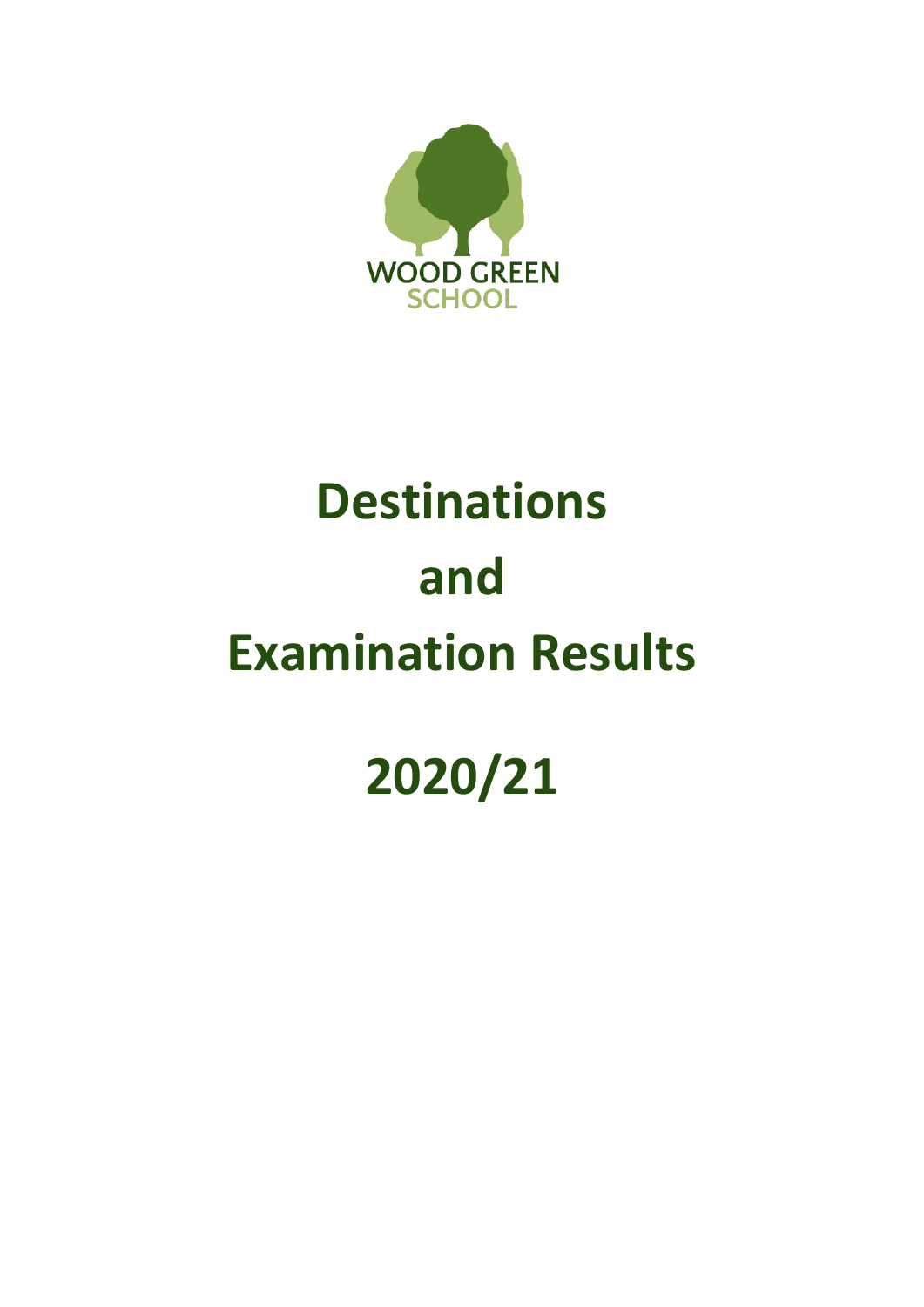WOOD GREEN SCHOOL

# Destinations and Examination Results

# 2020/21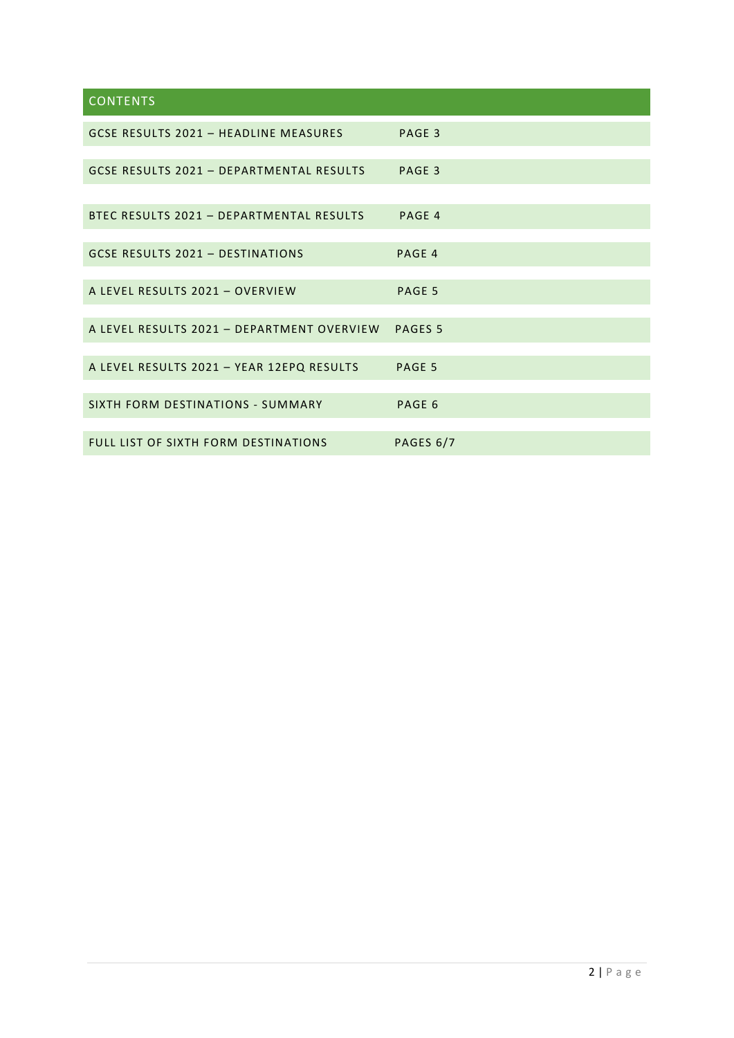## CONTENTS

| | |
|---|---|
| GCSE RESULTS 2021 – HEADLINE MEASURES | PAGE 3 |
| GCSE RESULTS 2021 – DEPARTMENTAL RESULTS | PAGE 3 |
| BTEC RESULTS 2021 – DEPARTMENTAL RESULTS | PAGE 4 |
| GCSE RESULTS 2021 – DESTINATIONS | PAGE 4 |
| A LEVEL RESULTS 2021 – OVERVIEW | PAGE 5 |
| A LEVEL RESULTS 2021 – DEPARTMENT OVERVIEW | PAGES 5 |
| A LEVEL RESULTS 2021 – YEAR 12EPQ RESULTS | PAGE 5 |
| SIXTH FORM DESTINATIONS - SUMMARY | PAGE 6 |
| FULL LIST OF SIXTH FORM DESTINATIONS | PAGES 6/7 |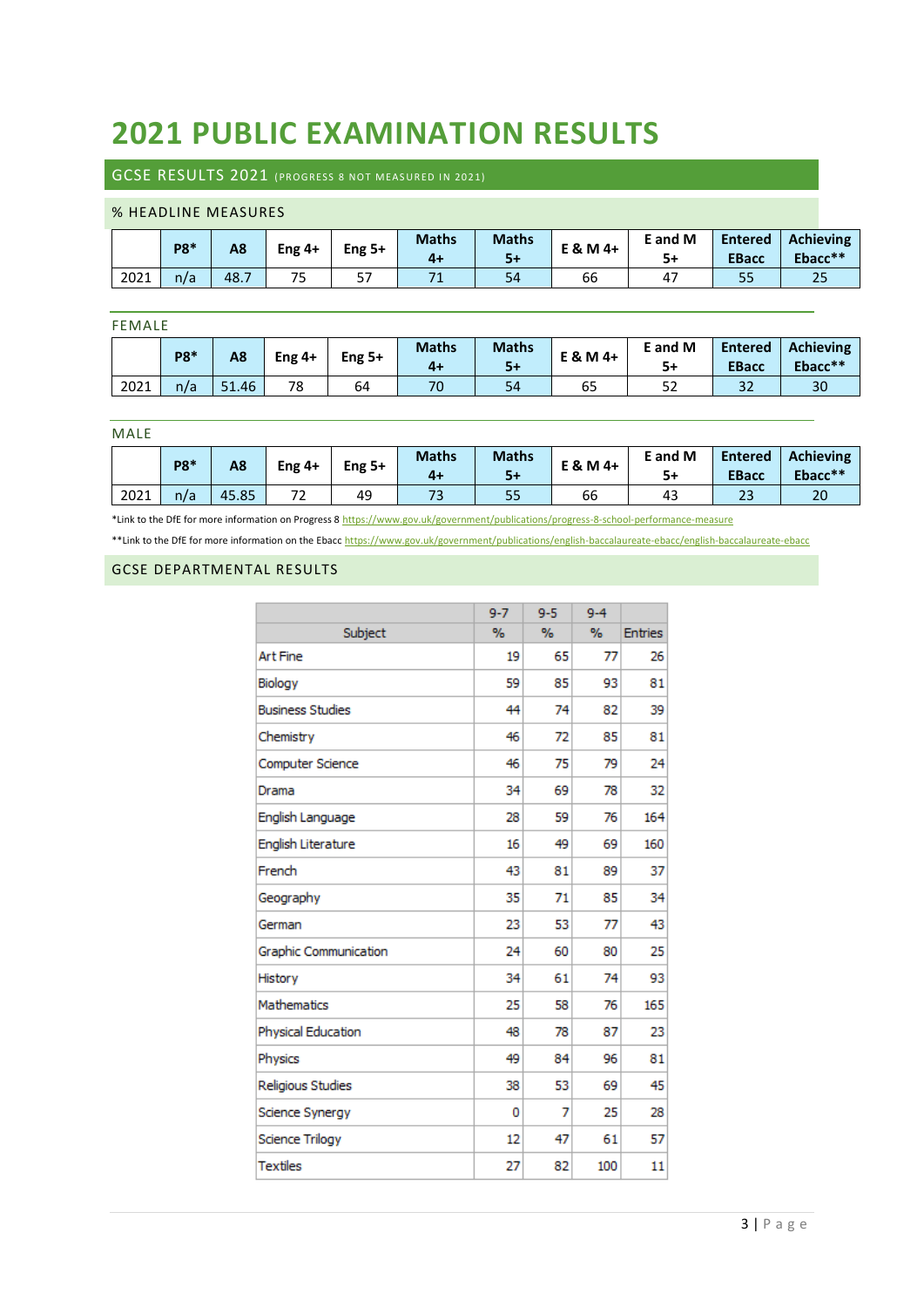# 2021 PUBLIC EXAMINATION RESULTS

## GCSE RESULTS 2021 (PROGRESS 8 NOT MEASURED IN 2021)

### % HEADLINE MEASURES

| | P8* | A8 | Eng 4+ | Eng 5+ | Maths 4+ | Maths 5+ | E & M 4+ | E and M 5+ | Entered EBacc | Achieving Ebacc** |
|---|---|---|---|---|---|---|---|---|---|---|
| 2021 | n/a | 48.7 | 75 | 57 | 71 | 54 | 66 | 47 | 55 | 25 |

### FEMALE

| | P8* | A8 | Eng 4+ | Eng 5+ | Maths 4+ | Maths 5+ | E & M 4+ | E and M 5+ | Entered EBacc | Achieving Ebacc** |
|---|---|---|---|---|---|---|---|---|---|---|
| 2021 | n/a | 51.46 | 78 | 64 | 70 | 54 | 65 | 52 | 32 | 30 |

### MALE

| | P8* | A8 | Eng 4+ | Eng 5+ | Maths 4+ | Maths 5+ | E & M 4+ | E and M 5+ | Entered EBacc | Achieving Ebacc** |
|---|---|---|---|---|---|---|---|---|---|---|
| 2021 | n/a | 45.85 | 72 | 49 | 73 | 55 | 66 | 43 | 23 | 20 |

*Link to the DfE for more information on Progress 8 https://www.gov.uk/government/publications/progress-8-school-performance-measure

**Link to the DfE for more information on the Ebacc https://www.gov.uk/government/publications/english-baccalaureate-ebacc/english-baccalaureate-ebacc

### GCSE DEPARTMENTAL RESULTS

| Subject | 9-7 % | 9-5 % | 9-4 % | Entries |
|---|---|---|---|---|
| Art Fine | 19 | 65 | 77 | 26 |
| Biology | 59 | 85 | 93 | 81 |
| Business Studies | 44 | 74 | 82 | 39 |
| Chemistry | 46 | 72 | 85 | 81 |
| Computer Science | 46 | 75 | 79 | 24 |
| Drama | 34 | 69 | 78 | 32 |
| English Language | 28 | 59 | 76 | 164 |
| English Literature | 16 | 49 | 69 | 160 |
| French | 43 | 81 | 89 | 37 |
| Geography | 35 | 71 | 85 | 34 |
| German | 23 | 53 | 77 | 43 |
| Graphic Communication | 24 | 60 | 80 | 25 |
| History | 34 | 61 | 74 | 93 |
| Mathematics | 25 | 58 | 76 | 165 |
| Physical Education | 48 | 78 | 87 | 23 |
| Physics | 49 | 84 | 96 | 81 |
| Religious Studies | 38 | 53 | 69 | 45 |
| Science Synergy | 0 | 7 | 25 | 28 |
| Science Trilogy | 12 | 47 | 61 | 57 |
| Textiles | 27 | 82 | 100 | 11 |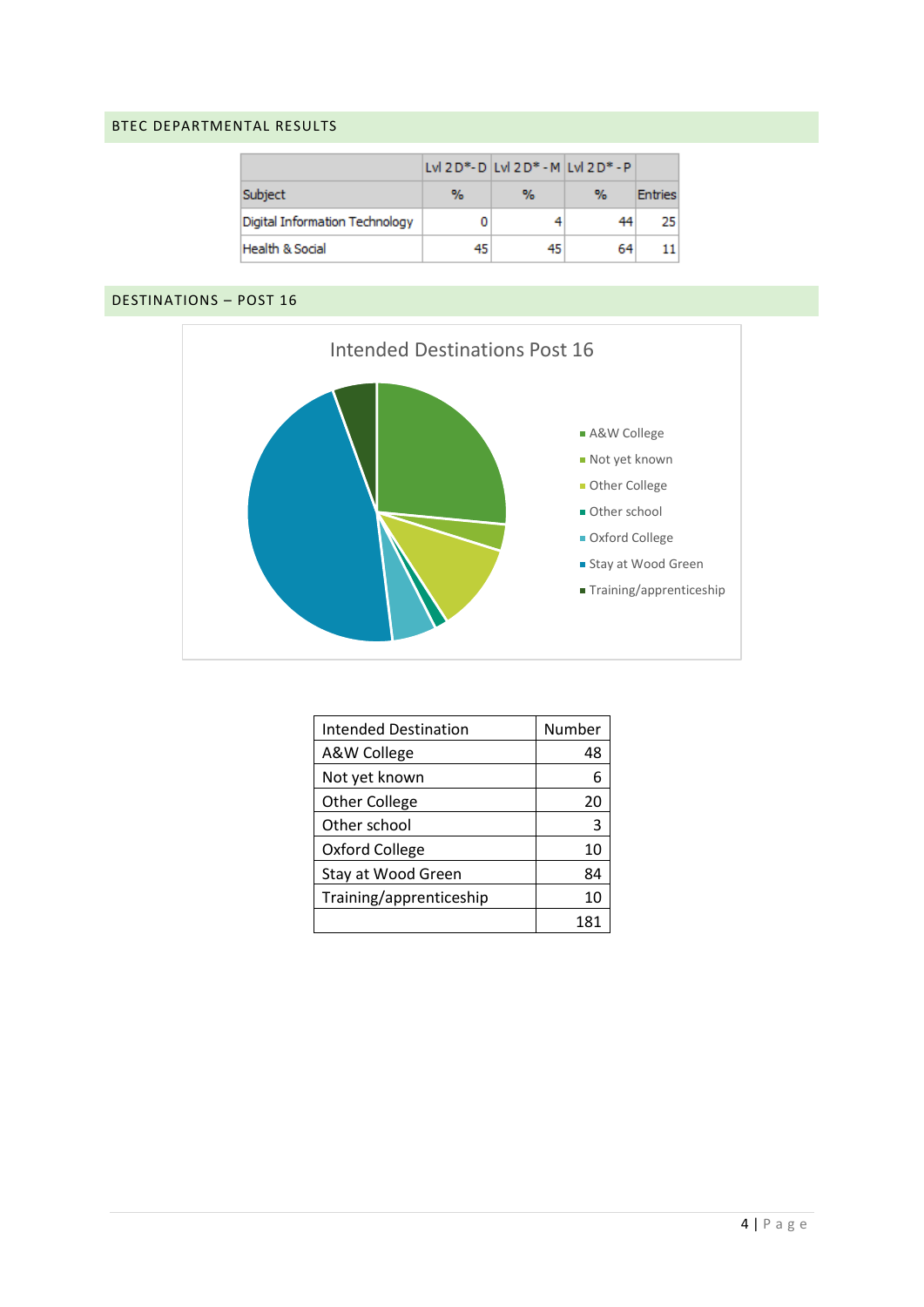## BTEC DEPARTMENTAL RESULTS

| | Lvl 2 D*- D | Lvl 2 D* - M | Lvl 2 D* - P | |
|---|---|---|---|---|
| Subject | % | % | % | Entries |
| Digital Information Technology | 0 | 4 | 44 | 25 |
| Health & Social | 45 | 45 | 64 | 11 |

## DESTINATIONS – POST 16

Intended Destinations Post 16

- A&W College
- Not yet known
- Other College
- Other school
- Oxford College
- Stay at Wood Green
- Training/apprenticeship

| Intended Destination | Number |
|---|---|
| A&W College | 48 |
| Not yet known | 6 |
| Other College | 20 |
| Other school | 3 |
| Oxford College | 10 |
| Stay at Wood Green | 84 |
| Training/apprenticeship | 10 |
| | 181 |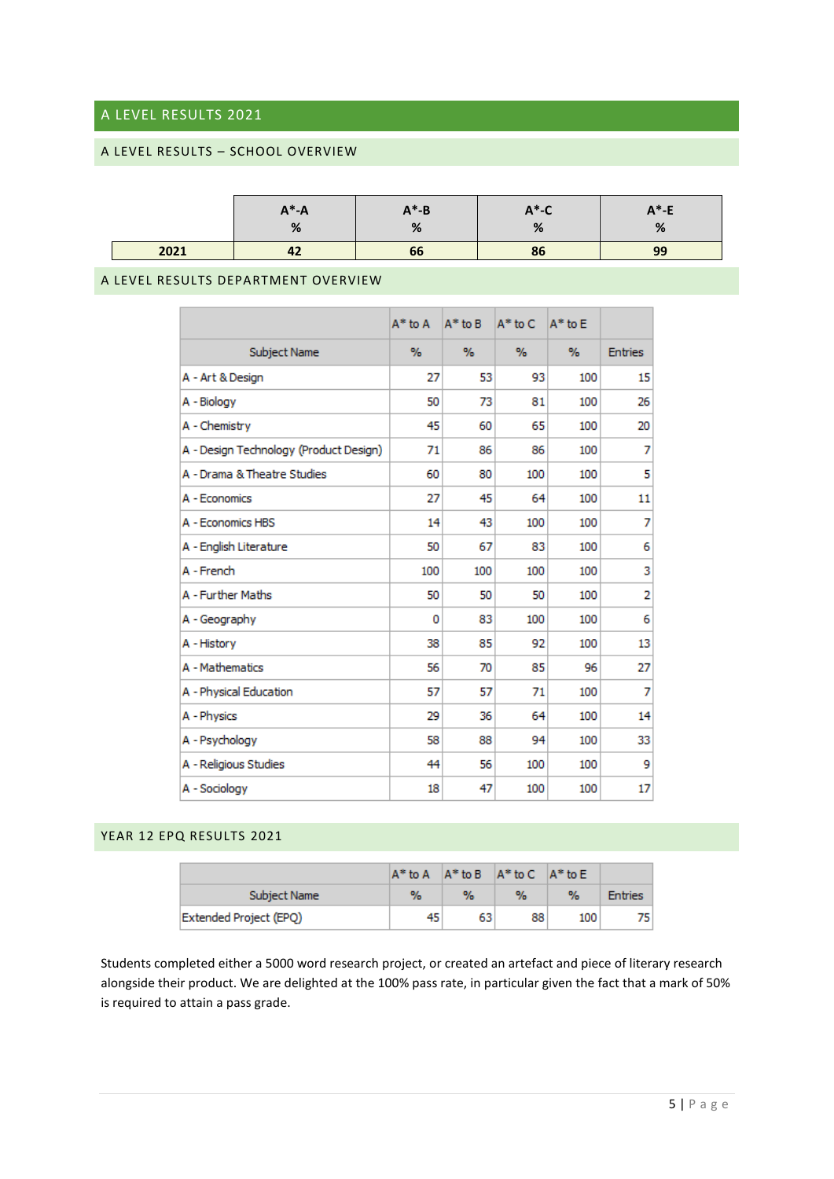## A LEVEL RESULTS 2021

### A LEVEL RESULTS – SCHOOL OVERVIEW

| | A*-A % | A*-B % | A*-C % | A*-E % |
|---|---|---|---|---|
| 2021 | 42 | 66 | 86 | 99 |

### A LEVEL RESULTS DEPARTMENT OVERVIEW

| | A* to A | A* to B | A* to C | A* to E | |
|---|---|---|---|---|---|
| Subject Name | % | % | % | % | Entries |
| A - Art & Design | 27 | 53 | 93 | 100 | 15 |
| A - Biology | 50 | 73 | 81 | 100 | 26 |
| A - Chemistry | 45 | 60 | 65 | 100 | 20 |
| A - Design Technology (Product Design) | 71 | 86 | 86 | 100 | 7 |
| A - Drama & Theatre Studies | 60 | 80 | 100 | 100 | 5 |
| A - Economics | 27 | 45 | 64 | 100 | 11 |
| A - Economics HBS | 14 | 43 | 100 | 100 | 7 |
| A - English Literature | 50 | 67 | 83 | 100 | 6 |
| A - French | 100 | 100 | 100 | 100 | 3 |
| A - Further Maths | 50 | 50 | 50 | 100 | 2 |
| A - Geography | 0 | 83 | 100 | 100 | 6 |
| A - History | 38 | 85 | 92 | 100 | 13 |
| A - Mathematics | 56 | 70 | 85 | 96 | 27 |
| A - Physical Education | 57 | 57 | 71 | 100 | 7 |
| A - Physics | 29 | 36 | 64 | 100 | 14 |
| A - Psychology | 58 | 88 | 94 | 100 | 33 |
| A - Religious Studies | 44 | 56 | 100 | 100 | 9 |
| A - Sociology | 18 | 47 | 100 | 100 | 17 |

### YEAR 12 EPQ RESULTS 2021

| | A* to A | A* to B | A* to C | A* to E | |
|---|---|---|---|---|---|
| Subject Name | % | % | % | % | Entries |
| Extended Project (EPQ) | 45 | 63 | 88 | 100 | 75 |

Students completed either a 5000 word research project, or created an artefact and piece of literary research alongside their product. We are delighted at the 100% pass rate, in particular given the fact that a mark of 50% is required to attain a pass grade.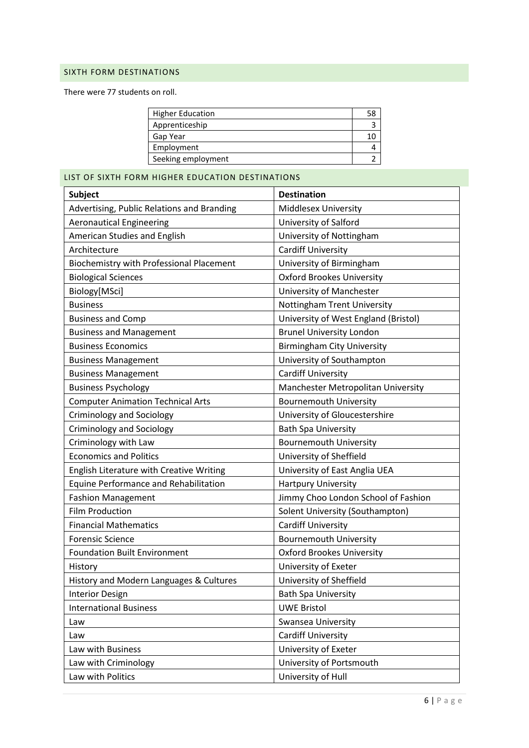## SIXTH FORM DESTINATIONS

There were 77 students on roll.

| Higher Education | 58 |
| --- | --- |
| Apprenticeship | 3 |
| Gap Year | 10 |
| Employment | 4 |
| Seeking employment | 2 |

## LIST OF SIXTH FORM HIGHER EDUCATION DESTINATIONS

| Subject | Destination |
| --- | --- |
| Advertising, Public Relations and Branding | Middlesex University |
| Aeronautical Engineering | University of Salford |
| American Studies and English | University of Nottingham |
| Architecture | Cardiff University |
| Biochemistry with Professional Placement | University of Birmingham |
| Biological Sciences | Oxford Brookes University |
| Biology[MSci] | University of Manchester |
| Business | Nottingham Trent University |
| Business and Comp | University of West England (Bristol) |
| Business and Management | Brunel University London |
| Business Economics | Birmingham City University |
| Business Management | University of Southampton |
| Business Management | Cardiff University |
| Business Psychology | Manchester Metropolitan University |
| Computer Animation Technical Arts | Bournemouth University |
| Criminology and Sociology | University of Gloucestershire |
| Criminology and Sociology | Bath Spa University |
| Criminology with Law | Bournemouth University |
| Economics and Politics | University of Sheffield |
| English Literature with Creative Writing | University of East Anglia UEA |
| Equine Performance and Rehabilitation | Hartpury University |
| Fashion Management | Jimmy Choo London School of Fashion |
| Film Production | Solent University (Southampton) |
| Financial Mathematics | Cardiff University |
| Forensic Science | Bournemouth University |
| Foundation Built Environment | Oxford Brookes University |
| History | University of Exeter |
| History and Modern Languages & Cultures | University of Sheffield |
| Interior Design | Bath Spa University |
| International Business | UWE Bristol |
| Law | Swansea University |
| Law | Cardiff University |
| Law with Business | University of Exeter |
| Law with Criminology | University of Portsmouth |
| Law with Politics | University of Hull |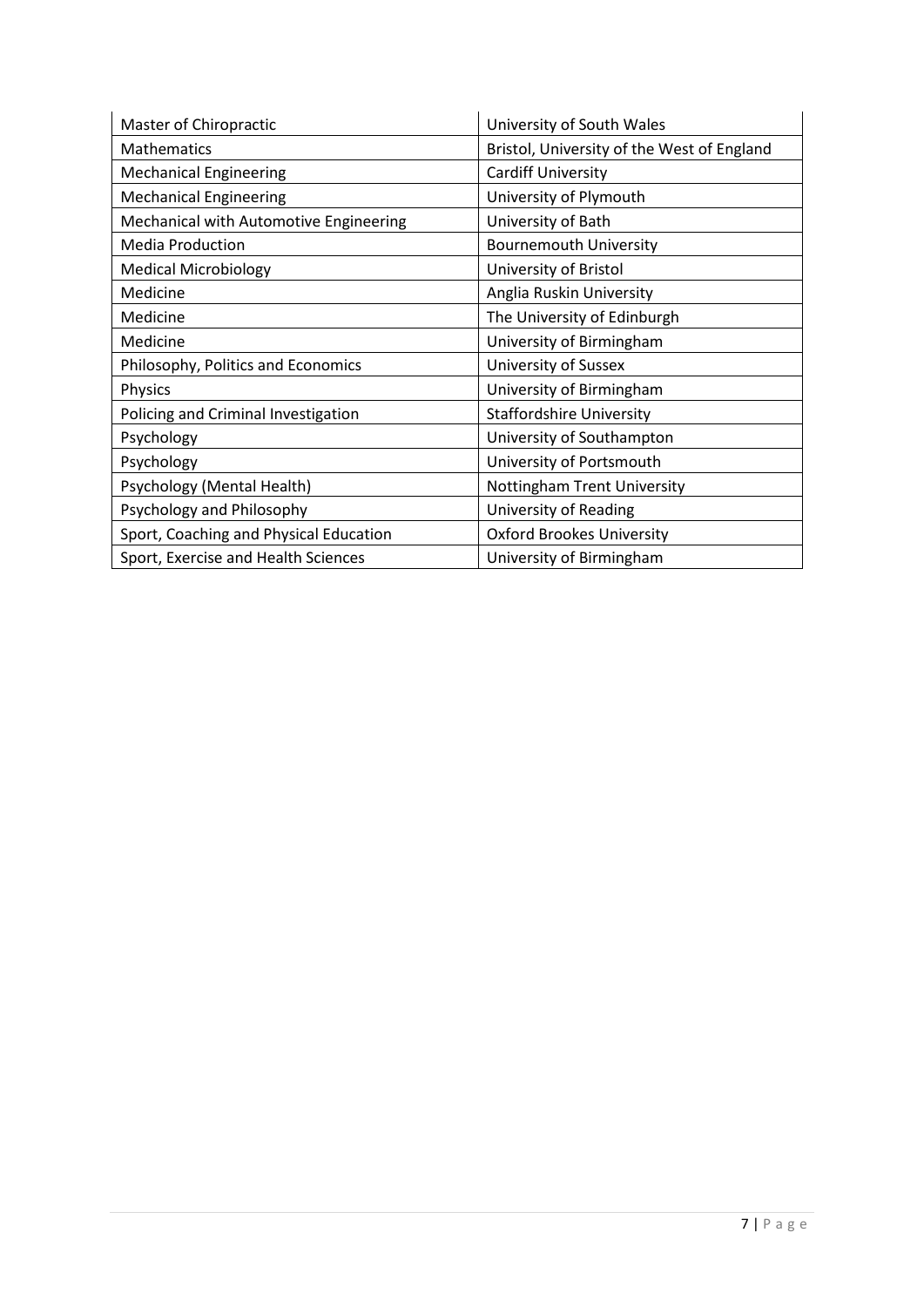| | |
|---|---|
| Master of Chiropractic | University of South Wales |
| Mathematics | Bristol, University of the West of England |
| Mechanical Engineering | Cardiff University |
| Mechanical Engineering | University of Plymouth |
| Mechanical with Automotive Engineering | University of Bath |
| Media Production | Bournemouth University |
| Medical Microbiology | University of Bristol |
| Medicine | Anglia Ruskin University |
| Medicine | The University of Edinburgh |
| Medicine | University of Birmingham |
| Philosophy, Politics and Economics | University of Sussex |
| Physics | University of Birmingham |
| Policing and Criminal Investigation | Staffordshire University |
| Psychology | University of Southampton |
| Psychology | University of Portsmouth |
| Psychology (Mental Health) | Nottingham Trent University |
| Psychology and Philosophy | University of Reading |
| Sport, Coaching and Physical Education | Oxford Brookes University |
| Sport, Exercise and Health Sciences | University of Birmingham |